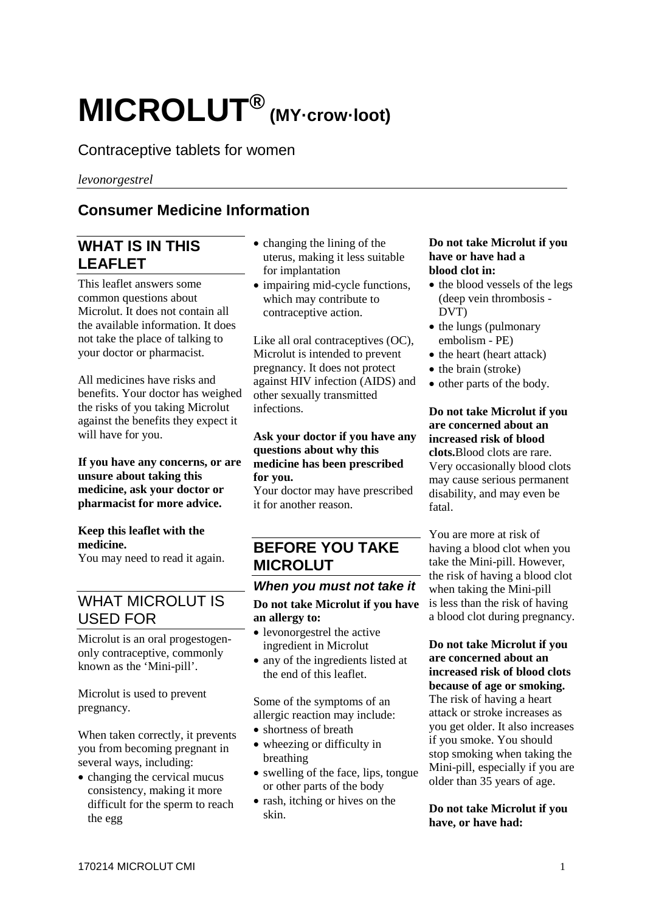# MICROLUT® (MY·crow·loot)

Contraceptive tablets for women

*levonorgestrel*

## Consumer Medicine Information

## WHAT IS IN THIS LEAFLET

This leaflet answers some common questions about Microlut. It does not contain all the available information. It does not take the place of talking to your doctor or pharmacist.

All medicines have risks and benefits. Your doctor has weighed the risks of you taking Microlut against the benefits they expect it will have for you.

**If you have any concerns, or are unsure about taking this medicine, ask your doctor or pharmacist for more advice.**

**Keep this leaflet with the medicine.**
You may need to read it again.

## WHAT MICROLUT IS USED FOR

Microlut is an oral progestogen-only contraceptive, commonly known as the 'Mini-pill'.

Microlut is used to prevent pregnancy.

When taken correctly, it prevents you from becoming pregnant in several ways, including:

- changing the cervical mucus consistency, making it more difficult for the sperm to reach the egg
- changing the lining of the uterus, making it less suitable for implantation
- impairing mid-cycle functions, which may contribute to contraceptive action.

Like all oral contraceptives (OC), Microlut is intended to prevent pregnancy. It does not protect against HIV infection (AIDS) and other sexually transmitted infections.

**Ask your doctor if you have any questions about why this medicine has been prescribed for you.**
Your doctor may have prescribed it for another reason.

## BEFORE YOU TAKE MICROLUT

### *When you must not take it*

**Do not take Microlut if you have an allergy to:**

- levonorgestrel the active ingredient in Microlut
- any of the ingredients listed at the end of this leaflet.

Some of the symptoms of an allergic reaction may include:

- shortness of breath
- wheezing or difficulty in breathing
- swelling of the face, lips, tongue or other parts of the body
- rash, itching or hives on the skin.

**Do not take Microlut if you have or have had a blood clot in:**

- the blood vessels of the legs (deep vein thrombosis - DVT)
- the lungs (pulmonary embolism - PE)
- the heart (heart attack)
- the brain (stroke)
- other parts of the body.

**Do not take Microlut if you are concerned about an increased risk of blood clots.** Blood clots are rare. Very occasionally blood clots may cause serious permanent disability, and may even be fatal.

You are more at risk of having a blood clot when you take the Mini-pill. However, the risk of having a blood clot when taking the Mini-pill is less than the risk of having a blood clot during pregnancy.

**Do not take Microlut if you are concerned about an increased risk of blood clots because of age or smoking.**
The risk of having a heart attack or stroke increases as you get older. It also increases if you smoke. You should stop smoking when taking the Mini-pill, especially if you are older than 35 years of age.

**Do not take Microlut if you have, or have had:**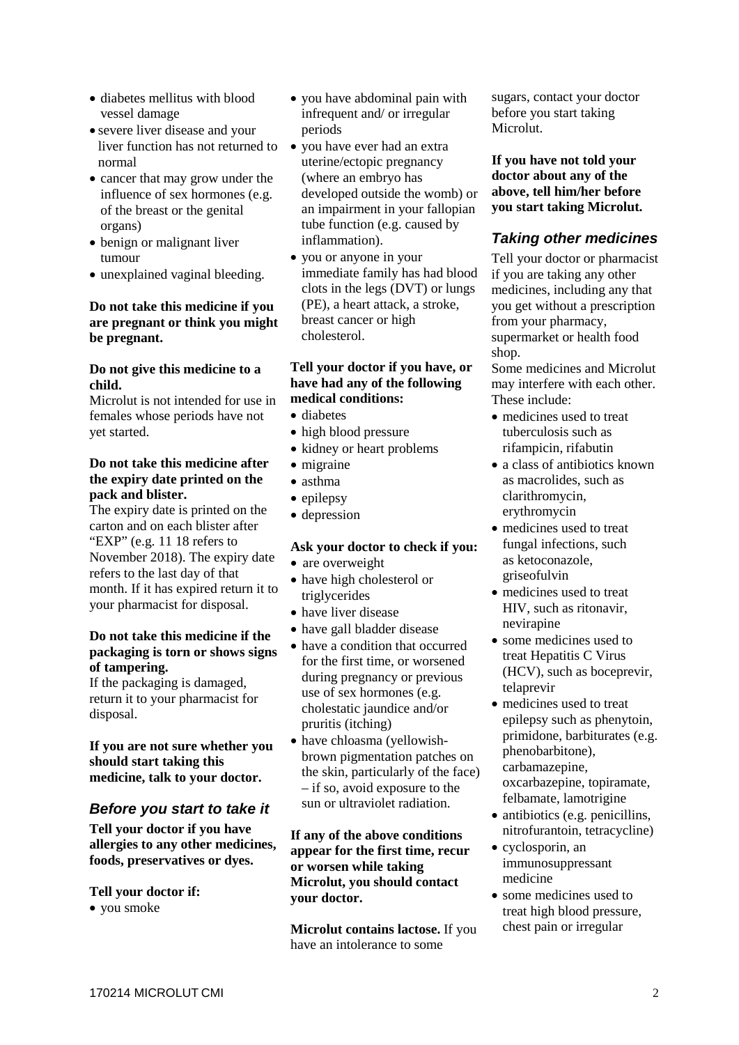- diabetes mellitus with blood vessel damage
- severe liver disease and your liver function has not returned to normal
- cancer that may grow under the influence of sex hormones (e.g. of the breast or the genital organs)
- benign or malignant liver tumour
- unexplained vaginal bleeding.

**Do not take this medicine if you are pregnant or think you might be pregnant.**

**Do not give this medicine to a child.**

Microlut is not intended for use in females whose periods have not yet started.

**Do not take this medicine after the expiry date printed on the pack and blister.**

The expiry date is printed on the carton and on each blister after "EXP" (e.g. 11 18 refers to November 2018). The expiry date refers to the last day of that month. If it has expired return it to your pharmacist for disposal.

**Do not take this medicine if the packaging is torn or shows signs of tampering.**

If the packaging is damaged, return it to your pharmacist for disposal.

**If you are not sure whether you should start taking this medicine, talk to your doctor.**

## *Before you start to take it*

**Tell your doctor if you have allergies to any other medicines, foods, preservatives or dyes.**

**Tell your doctor if:**

- you smoke
- you have abdominal pain with infrequent and/ or irregular periods
- you have ever had an extra uterine/ectopic pregnancy (where an embryo has developed outside the womb) or an impairment in your fallopian tube function (e.g. caused by inflammation).
- you or anyone in your immediate family has had blood clots in the legs (DVT) or lungs (PE), a heart attack, a stroke, breast cancer or high cholesterol.

**Tell your doctor if you have, or have had any of the following medical conditions:**

- diabetes
- high blood pressure
- kidney or heart problems
- migraine
- asthma
- epilepsy
- depression

**Ask your doctor to check if you:**

- are overweight
- have high cholesterol or triglycerides
- have liver disease
- have gall bladder disease
- have a condition that occurred for the first time, or worsened during pregnancy or previous use of sex hormones (e.g. cholestatic jaundice and/or pruritis (itching)
- have chloasma (yellowish-brown pigmentation patches on the skin, particularly of the face) – if so, avoid exposure to the sun or ultraviolet radiation.

**If any of the above conditions appear for the first time, recur or worsen while taking Microlut, you should contact your doctor.**

**Microlut contains lactose.** If you have an intolerance to some sugars, contact your doctor before you start taking Microlut.

**If you have not told your doctor about any of the above, tell him/her before you start taking Microlut.**

## *Taking other medicines*

Tell your doctor or pharmacist if you are taking any other medicines, including any that you get without a prescription from your pharmacy, supermarket or health food shop.

Some medicines and Microlut may interfere with each other. These include:

- medicines used to treat tuberculosis such as rifampicin, rifabutin
- a class of antibiotics known as macrolides, such as clarithromycin, erythromycin
- medicines used to treat fungal infections, such as ketoconazole, griseofulvin
- medicines used to treat HIV, such as ritonavir, nevirapine
- some medicines used to treat Hepatitis C Virus (HCV), such as boceprevir, telaprevir
- medicines used to treat epilepsy such as phenytoin, primidone, barbiturates (e.g. phenobarbitone), carbamazepine, oxcarbazepine, topiramate, felbamate, lamotrigine
- antibiotics (e.g. penicillins, nitrofurantoin, tetracycline)
- cyclosporin, an immunosuppressant medicine
- some medicines used to treat high blood pressure, chest pain or irregular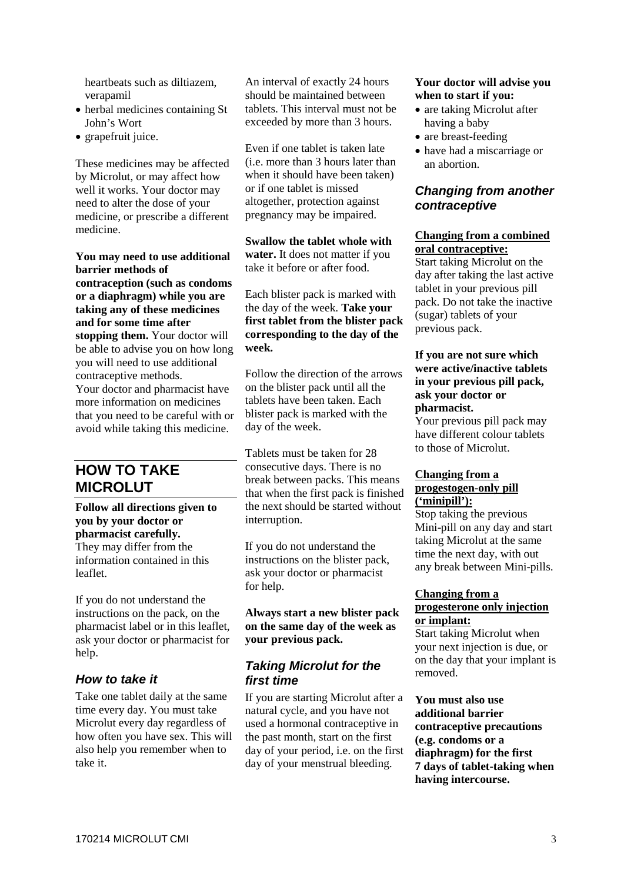heartbeats such as diltiazem, verapamil

- herbal medicines containing St John's Wort
- grapefruit juice.

These medicines may be affected by Microlut, or may affect how well it works. Your doctor may need to alter the dose of your medicine, or prescribe a different medicine.

**You may need to use additional barrier methods of contraception (such as condoms or a diaphragm) while you are taking any of these medicines and for some time after stopping them.** Your doctor will be able to advise you on how long you will need to use additional contraceptive methods.

Your doctor and pharmacist have more information on medicines that you need to be careful with or avoid while taking this medicine.

## HOW TO TAKE MICROLUT

**Follow all directions given to you by your doctor or pharmacist carefully.**

They may differ from the information contained in this leaflet.

If you do not understand the instructions on the pack, on the pharmacist label or in this leaflet, ask your doctor or pharmacist for help.

### *How to take it*

Take one tablet daily at the same time every day. You must take Microlut every day regardless of how often you have sex. This will also help you remember when to take it.

An interval of exactly 24 hours should be maintained between tablets. This interval must not be exceeded by more than 3 hours.

Even if one tablet is taken late (i.e. more than 3 hours later than when it should have been taken) or if one tablet is missed altogether, protection against pregnancy may be impaired.

**Swallow the tablet whole with water.** It does not matter if you take it before or after food.

Each blister pack is marked with the day of the week. **Take your first tablet from the blister pack corresponding to the day of the week.**

Follow the direction of the arrows on the blister pack until all the tablets have been taken. Each blister pack is marked with the day of the week.

Tablets must be taken for 28 consecutive days. There is no break between packs. This means that when the first pack is finished the next should be started without interruption.

If you do not understand the instructions on the blister pack, ask your doctor or pharmacist for help.

**Always start a new blister pack on the same day of the week as your previous pack.**

### *Taking Microlut for the first time*

If you are starting Microlut after a natural cycle, and you have not used a hormonal contraceptive in the past month, start on the first day of your period, i.e. on the first day of your menstrual bleeding.

**Your doctor will advise you when to start if you:**

- are taking Microlut after having a baby
- are breast-feeding
- have had a miscarriage or an abortion.

### *Changing from another contraceptive*

**Changing from a combined oral contraceptive:**

Start taking Microlut on the day after taking the last active tablet in your previous pill pack. Do not take the inactive (sugar) tablets of your previous pack.

**If you are not sure which were active/inactive tablets in your previous pill pack, ask your doctor or pharmacist.**

Your previous pill pack may have different colour tablets to those of Microlut.

**Changing from a progestogen-only pill ('minipill'):**

Stop taking the previous Mini-pill on any day and start taking Microlut at the same time the next day, with out any break between Mini-pills.

**Changing from a progesterone only injection or implant:**

Start taking Microlut when your next injection is due, or on the day that your implant is removed.

**You must also use additional barrier contraceptive precautions (e.g. condoms or a diaphragm) for the first 7 days of tablet-taking when having intercourse.**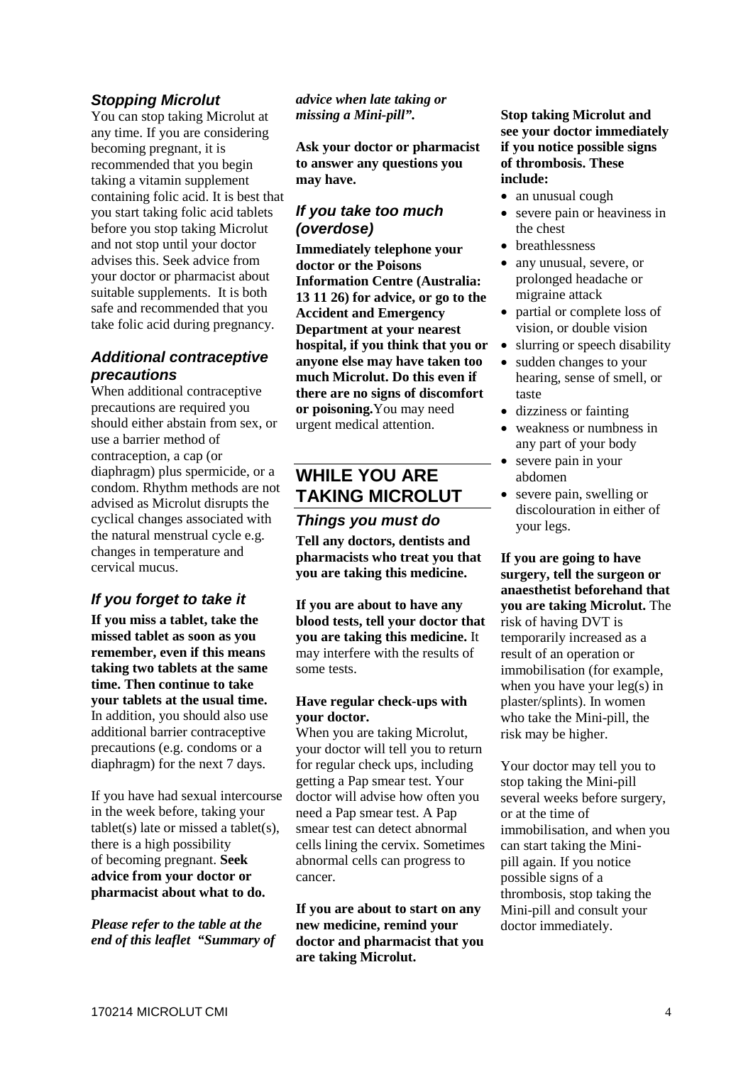### *Stopping Microlut*

You can stop taking Microlut at any time. If you are considering becoming pregnant, it is recommended that you begin taking a vitamin supplement containing folic acid. It is best that you start taking folic acid tablets before you stop taking Microlut and not stop until your doctor advises this. Seek advice from your doctor or pharmacist about suitable supplements. It is both safe and recommended that you take folic acid during pregnancy.

### *Additional contraceptive precautions*

When additional contraceptive precautions are required you should either abstain from sex, or use a barrier method of contraception, a cap (or diaphragm) plus spermicide, or a condom. Rhythm methods are not advised as Microlut disrupts the cyclical changes associated with the natural menstrual cycle e.g. changes in temperature and cervical mucus.

### *If you forget to take it*

**If you miss a tablet, take the missed tablet as soon as you remember, even if this means taking two tablets at the same time. Then continue to take your tablets at the usual time.** In addition, you should also use additional barrier contraceptive precautions (e.g. condoms or a diaphragm) for the next 7 days.

If you have had sexual intercourse in the week before, taking your tablet(s) late or missed a tablet(s), there is a high possibility of becoming pregnant. **Seek advice from your doctor or pharmacist about what to do.**

***Please refer to the table at the end of this leaflet "Summary of advice when late taking or missing a Mini-pill".***

**Ask your doctor or pharmacist to answer any questions you may have.**

### *If you take too much (overdose)*

**Immediately telephone your doctor or the Poisons Information Centre (Australia: 13 11 26) for advice, or go to the Accident and Emergency Department at your nearest hospital, if you think that you or anyone else may have taken too much Microlut. Do this even if there are no signs of discomfort or poisoning.** You may need urgent medical attention.

## WHILE YOU ARE TAKING MICROLUT

### *Things you must do*

**Tell any doctors, dentists and pharmacists who treat you that you are taking this medicine.**

**If you are about to have any blood tests, tell your doctor that you are taking this medicine.** It may interfere with the results of some tests.

**Have regular check-ups with your doctor.**

When you are taking Microlut, your doctor will tell you to return for regular check ups, including getting a Pap smear test. Your doctor will advise how often you need a Pap smear test. A Pap smear test can detect abnormal cells lining the cervix. Sometimes abnormal cells can progress to cancer.

**If you are about to start on any new medicine, remind your doctor and pharmacist that you are taking Microlut.**

**Stop taking Microlut and see your doctor immediately if you notice possible signs of thrombosis. These include:**

- an unusual cough
- severe pain or heaviness in the chest
- breathlessness
- any unusual, severe, or prolonged headache or migraine attack
- partial or complete loss of vision, or double vision
- slurring or speech disability
- sudden changes to your hearing, sense of smell, or taste
- dizziness or fainting
- weakness or numbness in any part of your body
- severe pain in your abdomen
- severe pain, swelling or discolouration in either of your legs.

**If you are going to have surgery, tell the surgeon or anaesthetist beforehand that you are taking Microlut.** The risk of having DVT is temporarily increased as a result of an operation or immobilisation (for example, when you have your leg(s) in plaster/splints). In women who take the Mini-pill, the risk may be higher.

Your doctor may tell you to stop taking the Mini-pill several weeks before surgery, or at the time of immobilisation, and when you can start taking the Mini-pill again. If you notice possible signs of a thrombosis, stop taking the Mini-pill and consult your doctor immediately.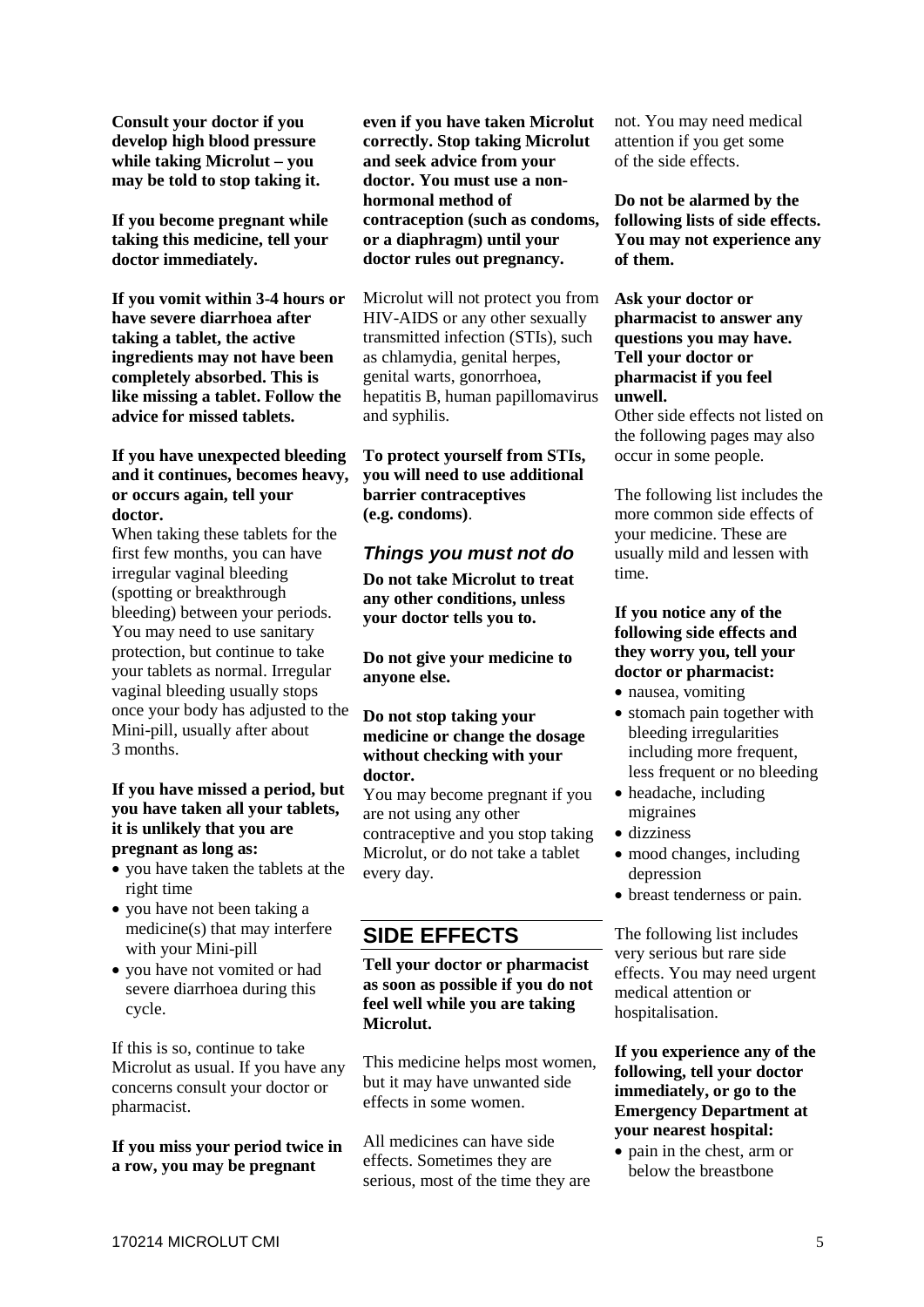**Consult your doctor if you develop high blood pressure while taking Microlut – you may be told to stop taking it.**

**If you become pregnant while taking this medicine, tell your doctor immediately.**

**If you vomit within 3-4 hours or have severe diarrhoea after taking a tablet, the active ingredients may not have been completely absorbed. This is like missing a tablet. Follow the advice for missed tablets.**

**If you have unexpected bleeding and it continues, becomes heavy, or occurs again, tell your doctor.**

When taking these tablets for the first few months, you can have irregular vaginal bleeding (spotting or breakthrough bleeding) between your periods. You may need to use sanitary protection, but continue to take your tablets as normal. Irregular vaginal bleeding usually stops once your body has adjusted to the Mini-pill, usually after about 3 months.

**If you have missed a period, but you have taken all your tablets, it is unlikely that you are pregnant as long as:**

- you have taken the tablets at the right time
- you have not been taking a medicine(s) that may interfere with your Mini-pill
- you have not vomited or had severe diarrhoea during this cycle.

If this is so, continue to take Microlut as usual. If you have any concerns consult your doctor or pharmacist.

**If you miss your period twice in a row, you may be pregnant even if you have taken Microlut correctly. Stop taking Microlut and seek advice from your doctor. You must use a non-hormonal method of contraception (such as condoms, or a diaphragm) until your doctor rules out pregnancy.**

Microlut will not protect you from HIV-AIDS or any other sexually transmitted infection (STIs), such as chlamydia, genital herpes, genital warts, gonorrhoea, hepatitis B, human papillomavirus and syphilis.

**To protect yourself from STIs, you will need to use additional barrier contraceptives (e.g. condoms)**.

### *Things you must not do*

**Do not take Microlut to treat any other conditions, unless your doctor tells you to.**

**Do not give your medicine to anyone else.**

**Do not stop taking your medicine or change the dosage without checking with your doctor.**

You may become pregnant if you are not using any other contraceptive and you stop taking Microlut, or do not take a tablet every day.

## SIDE EFFECTS

**Tell your doctor or pharmacist as soon as possible if you do not feel well while you are taking Microlut.**

This medicine helps most women, but it may have unwanted side effects in some women.

All medicines can have side effects. Sometimes they are serious, most of the time they are not. You may need medical attention if you get some of the side effects.

**Do not be alarmed by the following lists of side effects. You may not experience any of them.**

**Ask your doctor or pharmacist to answer any questions you may have. Tell your doctor or pharmacist if you feel unwell.**

Other side effects not listed on the following pages may also occur in some people.

The following list includes the more common side effects of your medicine. These are usually mild and lessen with time.

**If you notice any of the following side effects and they worry you, tell your doctor or pharmacist:**

- nausea, vomiting
- stomach pain together with bleeding irregularities including more frequent, less frequent or no bleeding
- headache, including migraines
- dizziness
- mood changes, including depression
- breast tenderness or pain.

The following list includes very serious but rare side effects. You may need urgent medical attention or hospitalisation.

**If you experience any of the following, tell your doctor immediately, or go to the Emergency Department at your nearest hospital:**

- pain in the chest, arm or below the breastbone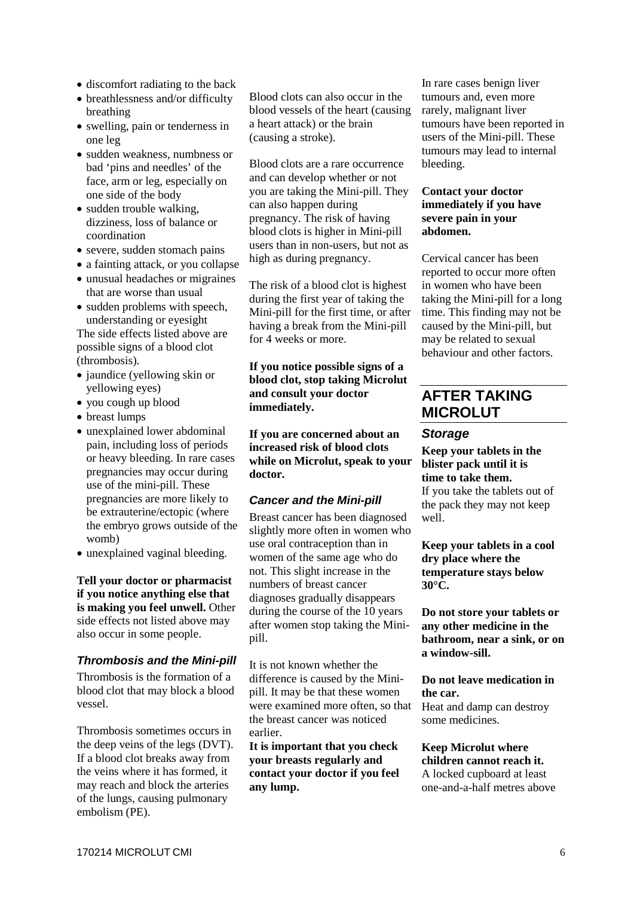- discomfort radiating to the back
- breathlessness and/or difficulty breathing
- swelling, pain or tenderness in one leg
- sudden weakness, numbness or bad 'pins and needles' of the face, arm or leg, especially on one side of the body
- sudden trouble walking, dizziness, loss of balance or coordination
- severe, sudden stomach pains
- a fainting attack, or you collapse
- unusual headaches or migraines that are worse than usual
- sudden problems with speech, understanding or eyesight

The side effects listed above are possible signs of a blood clot (thrombosis).

- jaundice (yellowing skin or yellowing eyes)
- you cough up blood
- breast lumps
- unexplained lower abdominal pain, including loss of periods or heavy bleeding. In rare cases pregnancies may occur during use of the mini-pill. These pregnancies are more likely to be extrauterine/ectopic (where the embryo grows outside of the womb)
- unexplained vaginal bleeding.

**Tell your doctor or pharmacist if you notice anything else that is making you feel unwell.** Other side effects not listed above may also occur in some people.

### *Thrombosis and the Mini-pill*

Thrombosis is the formation of a blood clot that may block a blood vessel.

Thrombosis sometimes occurs in the deep veins of the legs (DVT). If a blood clot breaks away from the veins where it has formed, it may reach and block the arteries of the lungs, causing pulmonary embolism (PE).

Blood clots can also occur in the blood vessels of the heart (causing a heart attack) or the brain (causing a stroke).

Blood clots are a rare occurrence and can develop whether or not you are taking the Mini-pill. They can also happen during pregnancy. The risk of having blood clots is higher in Mini-pill users than in non-users, but not as high as during pregnancy.

The risk of a blood clot is highest during the first year of taking the Mini-pill for the first time, or after having a break from the Mini-pill for 4 weeks or more.

**If you notice possible signs of a blood clot, stop taking Microlut and consult your doctor immediately.**

**If you are concerned about an increased risk of blood clots while on Microlut, speak to your doctor.**

### *Cancer and the Mini-pill*

Breast cancer has been diagnosed slightly more often in women who use oral contraception than in women of the same age who do not. This slight increase in the numbers of breast cancer diagnoses gradually disappears during the course of the 10 years after women stop taking the Mini-pill.

It is not known whether the difference is caused by the Mini-pill. It may be that these women were examined more often, so that the breast cancer was noticed earlier.

**It is important that you check your breasts regularly and contact your doctor if you feel any lump.**

In rare cases benign liver tumours and, even more rarely, malignant liver tumours have been reported in users of the Mini-pill. These tumours may lead to internal bleeding.

**Contact your doctor immediately if you have severe pain in your abdomen.**

Cervical cancer has been reported to occur more often in women who have been taking the Mini-pill for a long time. This finding may not be caused by the Mini-pill, but may be related to sexual behaviour and other factors.

## AFTER TAKING MICROLUT

### *Storage*

**Keep your tablets in the blister pack until it is time to take them.**
If you take the tablets out of the pack they may not keep well.

**Keep your tablets in a cool dry place where the temperature stays below 30°C.**

**Do not store your tablets or any other medicine in the bathroom, near a sink, or on a window-sill.**

**Do not leave medication in the car.**
Heat and damp can destroy some medicines.

**Keep Microlut where children cannot reach it.**
A locked cupboard at least one-and-a-half metres above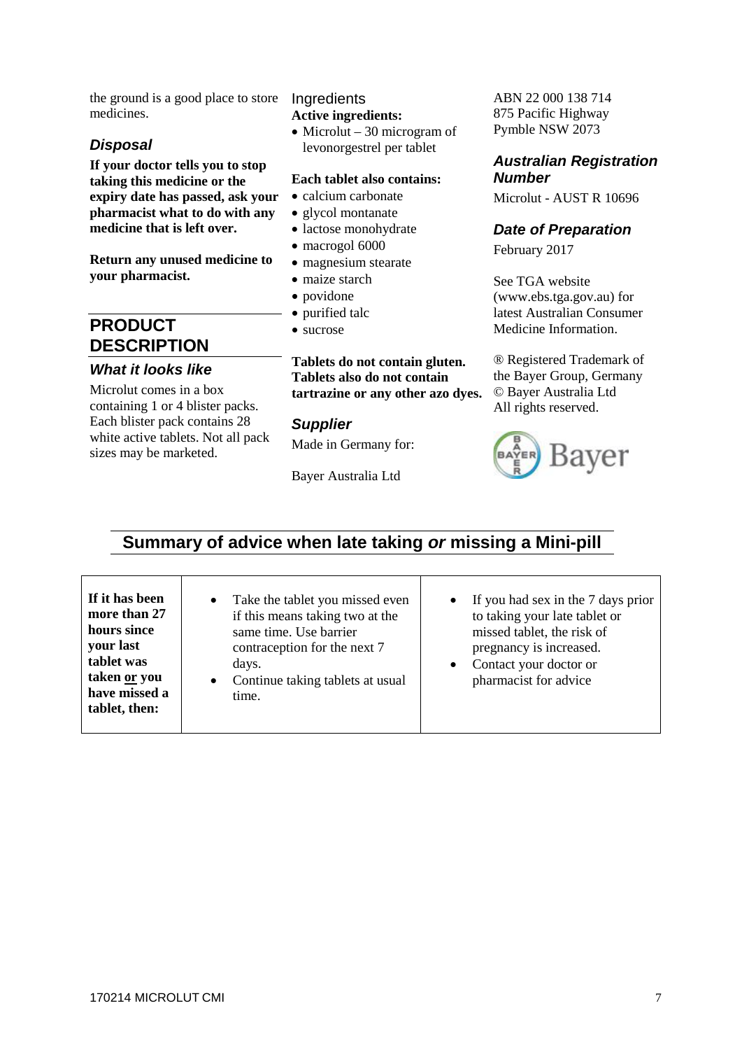the ground is a good place to store medicines.

### *Disposal*

**If your doctor tells you to stop taking this medicine or the expiry date has passed, ask your pharmacist what to do with any medicine that is left over.**

**Return any unused medicine to your pharmacist.**

## PRODUCT DESCRIPTION

### *What it looks like*

Microlut comes in a box containing 1 or 4 blister packs. Each blister pack contains 28 white active tablets. Not all pack sizes may be marketed.

### Ingredients

**Active ingredients:**

- Microlut – 30 microgram of levonorgestrel per tablet

**Each tablet also contains:**

- calcium carbonate
- glycol montanate
- lactose monohydrate
- macrogol 6000
- magnesium stearate
- maize starch
- povidone
- purified talc
- sucrose

**Tablets do not contain gluten. Tablets also do not contain tartrazine or any other azo dyes.**

### *Supplier*

Made in Germany for:

Bayer Australia Ltd
ABN 22 000 138 714
875 Pacific Highway
Pymble NSW 2073

### *Australian Registration Number*

Microlut - AUST R 10696

### *Date of Preparation*

February 2017

See TGA website (www.ebs.tga.gov.au) for latest Australian Consumer Medicine Information.

® Registered Trademark of the Bayer Group, Germany
© Bayer Australia Ltd
All rights reserved.

Bayer

## Summary of advice when late taking *or* missing a Mini-pill

| | | |
|---|---|---|
| **If it has been more than 27 hours since your last tablet was taken <u>or</u> you have missed a tablet, then:** | • Take the tablet you missed even if this means taking two at the same time. Use barrier contraception for the next 7 days.<br>• Continue taking tablets at usual time. | • If you had sex in the 7 days prior to taking your late tablet or missed tablet, the risk of pregnancy is increased.<br>• Contact your doctor or pharmacist for advice |